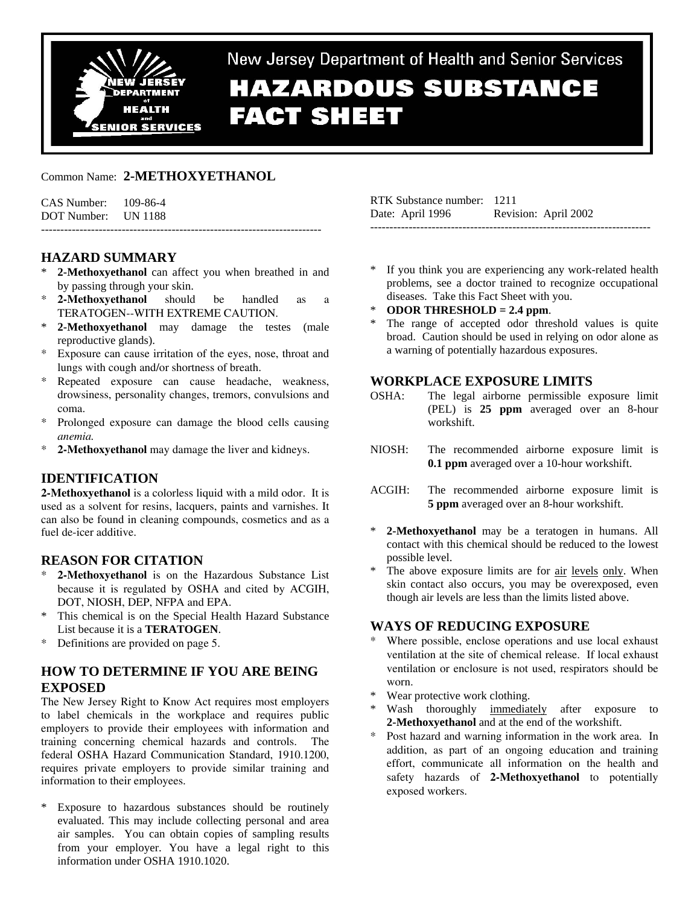New Jersey Department of Health and Senior Services

# HAZARDOUS SUBSTANCE FACT SHEET

Common Name: **2-METHOXYETHANOL**

CAS Number: 109-86-4
DOT Number: UN 1188

RTK Substance number: 1211
Date: April 1996 Revision: April 2002

---

## HAZARD SUMMARY

* **2-Methoxyethanol** can affect you when breathed in and by passing through your skin.
* **2-Methoxyethanol** should be handled as a TERATOGEN--WITH EXTREME CAUTION.
* **2-Methoxyethanol** may damage the testes (male reproductive glands).
* Exposure can cause irritation of the eyes, nose, throat and lungs with cough and/or shortness of breath.
* Repeated exposure can cause headache, weakness, drowsiness, personality changes, tremors, convulsions and coma.
* Prolonged exposure can damage the blood cells causing *anemia.*
* **2-Methoxyethanol** may damage the liver and kidneys.

## IDENTIFICATION

**2-Methoxyethanol** is a colorless liquid with a mild odor. It is used as a solvent for resins, lacquers, paints and varnishes. It can also be found in cleaning compounds, cosmetics and as a fuel de-icer additive.

## REASON FOR CITATION

* **2-Methoxyethanol** is on the Hazardous Substance List because it is regulated by OSHA and cited by ACGIH, DOT, NIOSH, DEP, NFPA and EPA.
* This chemical is on the Special Health Hazard Substance List because it is a **TERATOGEN**.
* Definitions are provided on page 5.

## HOW TO DETERMINE IF YOU ARE BEING EXPOSED

The New Jersey Right to Know Act requires most employers to label chemicals in the workplace and requires public employers to provide their employees with information and training concerning chemical hazards and controls. The federal OSHA Hazard Communication Standard, 1910.1200, requires private employers to provide similar training and information to their employees.

* Exposure to hazardous substances should be routinely evaluated. This may include collecting personal and area air samples. You can obtain copies of sampling results from your employer. You have a legal right to this information under OSHA 1910.1020.
* If you think you are experiencing any work-related health problems, see a doctor trained to recognize occupational diseases. Take this Fact Sheet with you.
* **ODOR THRESHOLD = 2.4 ppm**.
* The range of accepted odor threshold values is quite broad. Caution should be used in relying on odor alone as a warning of potentially hazardous exposures.

## WORKPLACE EXPOSURE LIMITS

OSHA: The legal airborne permissible exposure limit (PEL) is **25 ppm** averaged over an 8-hour workshift.

NIOSH: The recommended airborne exposure limit is **0.1 ppm** averaged over a 10-hour workshift.

ACGIH: The recommended airborne exposure limit is **5 ppm** averaged over an 8-hour workshift.

* **2-Methoxyethanol** may be a teratogen in humans. All contact with this chemical should be reduced to the lowest possible level.
* The above exposure limits are for air levels only. When skin contact also occurs, you may be overexposed, even though air levels are less than the limits listed above.

## WAYS OF REDUCING EXPOSURE

* Where possible, enclose operations and use local exhaust ventilation at the site of chemical release. If local exhaust ventilation or enclosure is not used, respirators should be worn.
* Wear protective work clothing.
* Wash thoroughly immediately after exposure to **2-Methoxyethanol** and at the end of the workshift.
* Post hazard and warning information in the work area. In addition, as part of an ongoing education and training effort, communicate all information on the health and safety hazards of **2-Methoxyethanol** to potentially exposed workers.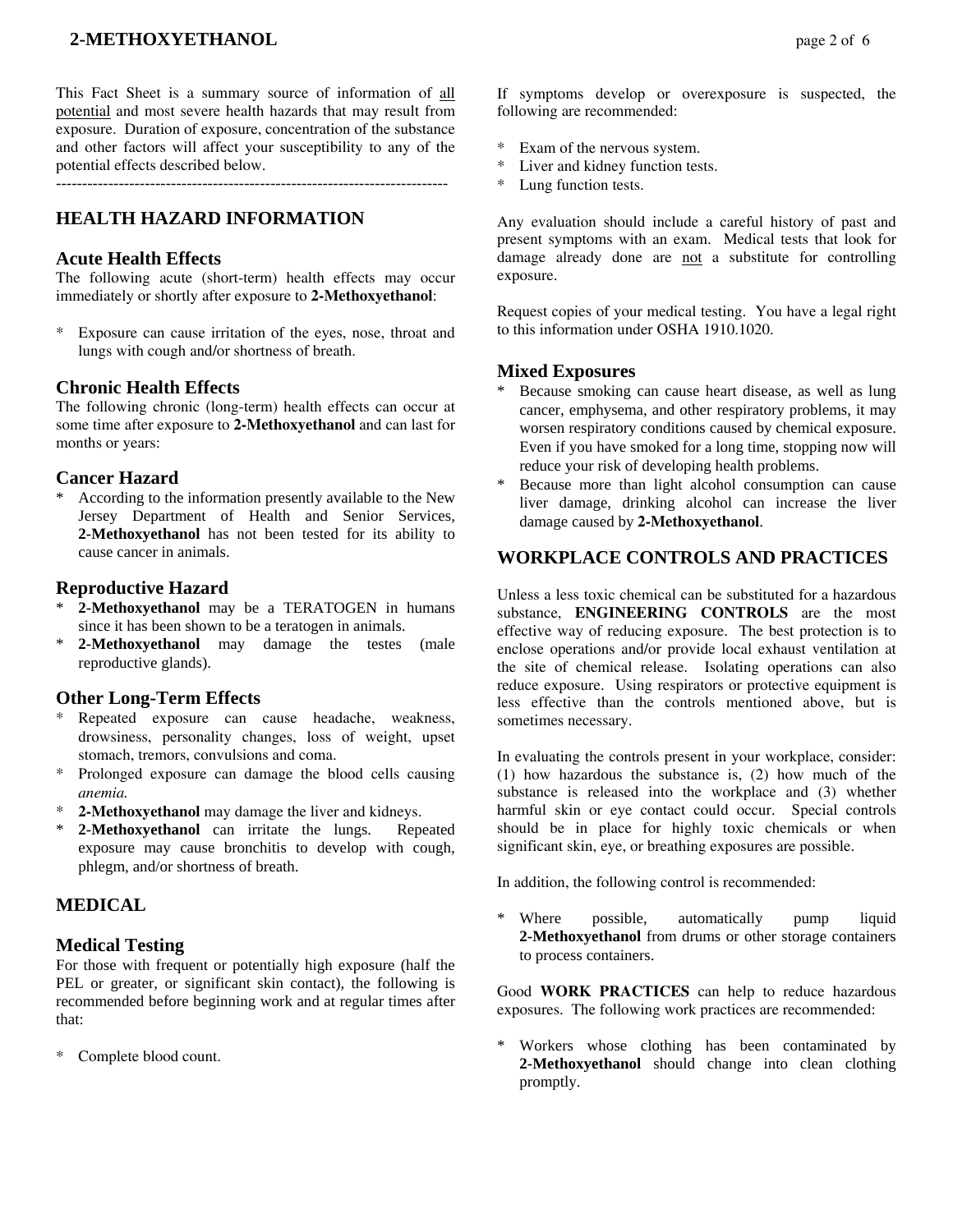This Fact Sheet is a summary source of information of all potential and most severe health hazards that may result from exposure. Duration of exposure, concentration of the substance and other factors will affect your susceptibility to any of the potential effects described below.

---------------------------------------------------------------------------

## HEALTH HAZARD INFORMATION

### Acute Health Effects

The following acute (short-term) health effects may occur immediately or shortly after exposure to **2-Methoxyethanol**:

* Exposure can cause irritation of the eyes, nose, throat and lungs with cough and/or shortness of breath.

### Chronic Health Effects

The following chronic (long-term) health effects can occur at some time after exposure to **2-Methoxyethanol** and can last for months or years:

### Cancer Hazard

* According to the information presently available to the New Jersey Department of Health and Senior Services, **2-Methoxyethanol** has not been tested for its ability to cause cancer in animals.

### Reproductive Hazard

* **2-Methoxyethanol** may be a TERATOGEN in humans since it has been shown to be a teratogen in animals.
* **2-Methoxyethanol** may damage the testes (male reproductive glands).

### Other Long-Term Effects

* Repeated exposure can cause headache, weakness, drowsiness, personality changes, loss of weight, upset stomach, tremors, convulsions and coma.
* Prolonged exposure can damage the blood cells causing *anemia.*
* **2-Methoxyethanol** may damage the liver and kidneys.
* **2-Methoxyethanol** can irritate the lungs. Repeated exposure may cause bronchitis to develop with cough, phlegm, and/or shortness of breath.

## MEDICAL

### Medical Testing

For those with frequent or potentially high exposure (half the PEL or greater, or significant skin contact), the following is recommended before beginning work and at regular times after that:

* Complete blood count.

If symptoms develop or overexposure is suspected, the following are recommended:

* Exam of the nervous system.
* Liver and kidney function tests.
* Lung function tests.

Any evaluation should include a careful history of past and present symptoms with an exam. Medical tests that look for damage already done are not a substitute for controlling exposure.

Request copies of your medical testing. You have a legal right to this information under OSHA 1910.1020.

### Mixed Exposures

* Because smoking can cause heart disease, as well as lung cancer, emphysema, and other respiratory problems, it may worsen respiratory conditions caused by chemical exposure. Even if you have smoked for a long time, stopping now will reduce your risk of developing health problems.
* Because more than light alcohol consumption can cause liver damage, drinking alcohol can increase the liver damage caused by **2-Methoxyethanol**.

## WORKPLACE CONTROLS AND PRACTICES

Unless a less toxic chemical can be substituted for a hazardous substance, **ENGINEERING CONTROLS** are the most effective way of reducing exposure. The best protection is to enclose operations and/or provide local exhaust ventilation at the site of chemical release. Isolating operations can also reduce exposure. Using respirators or protective equipment is less effective than the controls mentioned above, but is sometimes necessary.

In evaluating the controls present in your workplace, consider: (1) how hazardous the substance is, (2) how much of the substance is released into the workplace and (3) whether harmful skin or eye contact could occur. Special controls should be in place for highly toxic chemicals or when significant skin, eye, or breathing exposures are possible.

In addition, the following control is recommended:

* Where possible, automatically pump liquid **2-Methoxyethanol** from drums or other storage containers to process containers.

Good **WORK PRACTICES** can help to reduce hazardous exposures. The following work practices are recommended:

* Workers whose clothing has been contaminated by **2-Methoxyethanol** should change into clean clothing promptly.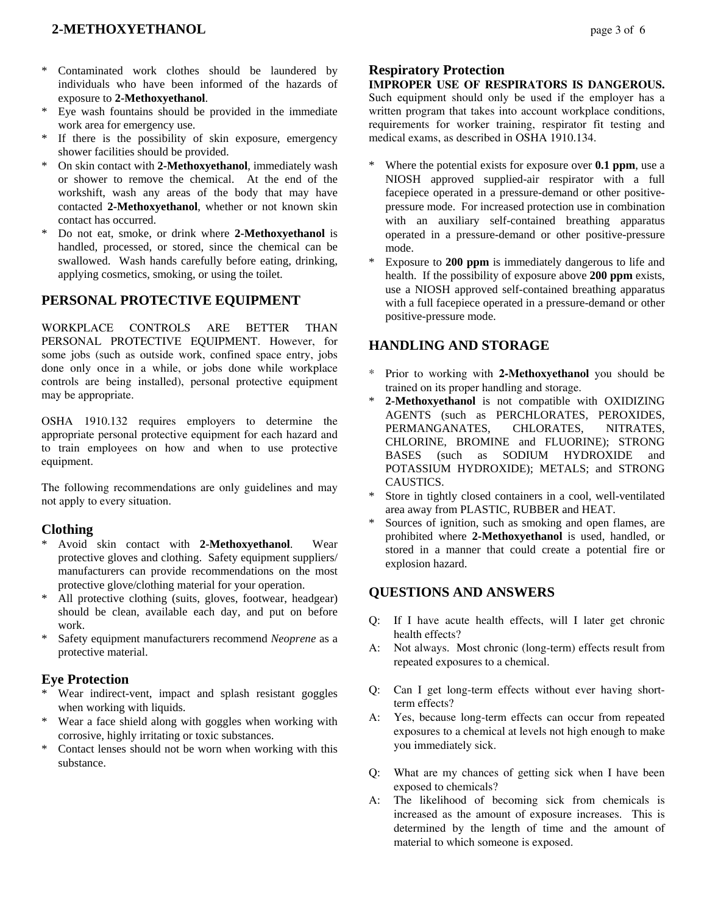* Contaminated work clothes should be laundered by individuals who have been informed of the hazards of exposure to **2-Methoxyethanol**.
* Eye wash fountains should be provided in the immediate work area for emergency use.
* If there is the possibility of skin exposure, emergency shower facilities should be provided.
* On skin contact with **2-Methoxyethanol**, immediately wash or shower to remove the chemical. At the end of the workshift, wash any areas of the body that may have contacted **2-Methoxyethanol**, whether or not known skin contact has occurred.
* Do not eat, smoke, or drink where **2-Methoxyethanol** is handled, processed, or stored, since the chemical can be swallowed. Wash hands carefully before eating, drinking, applying cosmetics, smoking, or using the toilet.

## PERSONAL PROTECTIVE EQUIPMENT

WORKPLACE CONTROLS ARE BETTER THAN PERSONAL PROTECTIVE EQUIPMENT. However, for some jobs (such as outside work, confined space entry, jobs done only once in a while, or jobs done while workplace controls are being installed), personal protective equipment may be appropriate.

OSHA 1910.132 requires employers to determine the appropriate personal protective equipment for each hazard and to train employees on how and when to use protective equipment.

The following recommendations are only guidelines and may not apply to every situation.

### Clothing

* Avoid skin contact with **2-Methoxyethanol**. Wear protective gloves and clothing. Safety equipment suppliers/ manufacturers can provide recommendations on the most protective glove/clothing material for your operation.
* All protective clothing (suits, gloves, footwear, headgear) should be clean, available each day, and put on before work.
* Safety equipment manufacturers recommend *Neoprene* as a protective material.

### Eye Protection

* Wear indirect-vent, impact and splash resistant goggles when working with liquids.
* Wear a face shield along with goggles when working with corrosive, highly irritating or toxic substances.
* Contact lenses should not be worn when working with this substance.

### Respiratory Protection

**IMPROPER USE OF RESPIRATORS IS DANGEROUS.** Such equipment should only be used if the employer has a written program that takes into account workplace conditions, requirements for worker training, respirator fit testing and medical exams, as described in OSHA 1910.134.

* Where the potential exists for exposure over **0.1 ppm**, use a NIOSH approved supplied-air respirator with a full facepiece operated in a pressure-demand or other positive-pressure mode. For increased protection use in combination with an auxiliary self-contained breathing apparatus operated in a pressure-demand or other positive-pressure mode.
* Exposure to **200 ppm** is immediately dangerous to life and health. If the possibility of exposure above **200 ppm** exists, use a NIOSH approved self-contained breathing apparatus with a full facepiece operated in a pressure-demand or other positive-pressure mode.

## HANDLING AND STORAGE

* Prior to working with **2-Methoxyethanol** you should be trained on its proper handling and storage.
* **2-Methoxyethanol** is not compatible with OXIDIZING AGENTS (such as PERCHLORATES, PEROXIDES, PERMANGANATES, CHLORATES, NITRATES, CHLORINE, BROMINE and FLUORINE); STRONG BASES (such as SODIUM HYDROXIDE and POTASSIUM HYDROXIDE); METALS; and STRONG CAUSTICS.
* Store in tightly closed containers in a cool, well-ventilated area away from PLASTIC, RUBBER and HEAT.
* Sources of ignition, such as smoking and open flames, are prohibited where **2-Methoxyethanol** is used, handled, or stored in a manner that could create a potential fire or explosion hazard.

## QUESTIONS AND ANSWERS

Q: If I have acute health effects, will I later get chronic health effects?
A: Not always. Most chronic (long-term) effects result from repeated exposures to a chemical.

Q: Can I get long-term effects without ever having short-term effects?
A: Yes, because long-term effects can occur from repeated exposures to a chemical at levels not high enough to make you immediately sick.

Q: What are my chances of getting sick when I have been exposed to chemicals?
A: The likelihood of becoming sick from chemicals is increased as the amount of exposure increases. This is determined by the length of time and the amount of material to which someone is exposed.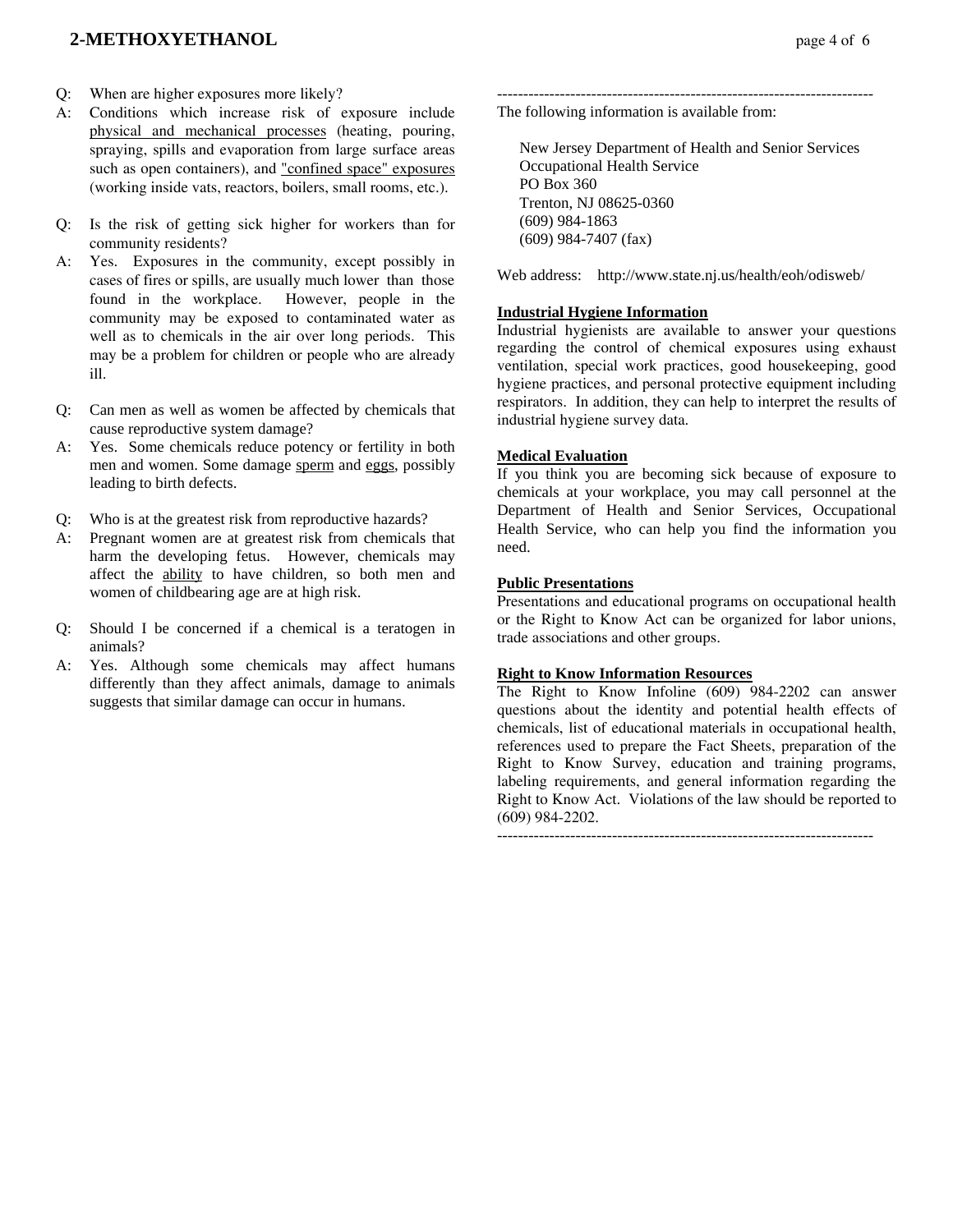Q: When are higher exposures more likely?

A: Conditions which increase risk of exposure include physical and mechanical processes (heating, pouring, spraying, spills and evaporation from large surface areas such as open containers), and "confined space" exposures (working inside vats, reactors, boilers, small rooms, etc.).

Q: Is the risk of getting sick higher for workers than for community residents?

A: Yes. Exposures in the community, except possibly in cases of fires or spills, are usually much lower than those found in the workplace. However, people in the community may be exposed to contaminated water as well as to chemicals in the air over long periods. This may be a problem for children or people who are already ill.

Q: Can men as well as women be affected by chemicals that cause reproductive system damage?

A: Yes. Some chemicals reduce potency or fertility in both men and women. Some damage sperm and eggs, possibly leading to birth defects.

Q: Who is at the greatest risk from reproductive hazards?

A: Pregnant women are at greatest risk from chemicals that harm the developing fetus. However, chemicals may affect the ability to have children, so both men and women of childbearing age are at high risk.

Q: Should I be concerned if a chemical is a teratogen in animals?

A: Yes. Although some chemicals may affect humans differently than they affect animals, damage to animals suggests that similar damage can occur in humans.

------------------------------------------------------------------------

The following information is available from:

New Jersey Department of Health and Senior Services
Occupational Health Service
PO Box 360
Trenton, NJ 08625-0360
(609) 984-1863
(609) 984-7407 (fax)

Web address: http://www.state.nj.us/health/eoh/odisweb/

**Industrial Hygiene Information**

Industrial hygienists are available to answer your questions regarding the control of chemical exposures using exhaust ventilation, special work practices, good housekeeping, good hygiene practices, and personal protective equipment including respirators. In addition, they can help to interpret the results of industrial hygiene survey data.

**Medical Evaluation**

If you think you are becoming sick because of exposure to chemicals at your workplace, you may call personnel at the Department of Health and Senior Services, Occupational Health Service, who can help you find the information you need.

**Public Presentations**

Presentations and educational programs on occupational health or the Right to Know Act can be organized for labor unions, trade associations and other groups.

**Right to Know Information Resources**

The Right to Know Infoline (609) 984-2202 can answer questions about the identity and potential health effects of chemicals, list of educational materials in occupational health, references used to prepare the Fact Sheets, preparation of the Right to Know Survey, education and training programs, labeling requirements, and general information regarding the Right to Know Act. Violations of the law should be reported to (609) 984-2202.

------------------------------------------------------------------------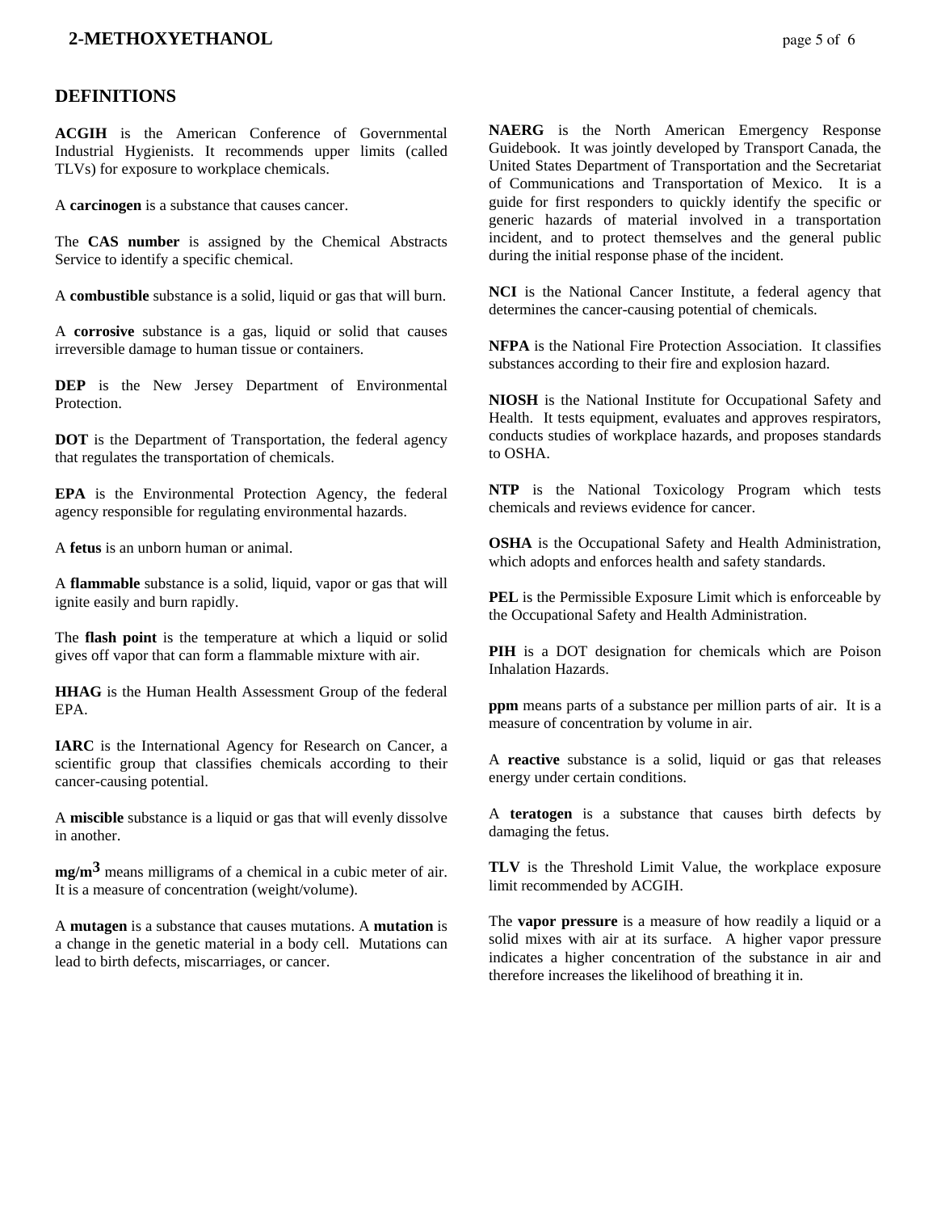## DEFINITIONS

**ACGIH** is the American Conference of Governmental Industrial Hygienists. It recommends upper limits (called TLVs) for exposure to workplace chemicals.

A **carcinogen** is a substance that causes cancer.

The **CAS number** is assigned by the Chemical Abstracts Service to identify a specific chemical.

A **combustible** substance is a solid, liquid or gas that will burn.

A **corrosive** substance is a gas, liquid or solid that causes irreversible damage to human tissue or containers.

**DEP** is the New Jersey Department of Environmental Protection.

**DOT** is the Department of Transportation, the federal agency that regulates the transportation of chemicals.

**EPA** is the Environmental Protection Agency, the federal agency responsible for regulating environmental hazards.

A **fetus** is an unborn human or animal.

A **flammable** substance is a solid, liquid, vapor or gas that will ignite easily and burn rapidly.

The **flash point** is the temperature at which a liquid or solid gives off vapor that can form a flammable mixture with air.

**HHAG** is the Human Health Assessment Group of the federal EPA.

**IARC** is the International Agency for Research on Cancer, a scientific group that classifies chemicals according to their cancer-causing potential.

A **miscible** substance is a liquid or gas that will evenly dissolve in another.

**mg/m$^3$** means milligrams of a chemical in a cubic meter of air. It is a measure of concentration (weight/volume).

A **mutagen** is a substance that causes mutations. A **mutation** is a change in the genetic material in a body cell. Mutations can lead to birth defects, miscarriages, or cancer.

**NAERG** is the North American Emergency Response Guidebook. It was jointly developed by Transport Canada, the United States Department of Transportation and the Secretariat of Communications and Transportation of Mexico. It is a guide for first responders to quickly identify the specific or generic hazards of material involved in a transportation incident, and to protect themselves and the general public during the initial response phase of the incident.

**NCI** is the National Cancer Institute, a federal agency that determines the cancer-causing potential of chemicals.

**NFPA** is the National Fire Protection Association. It classifies substances according to their fire and explosion hazard.

**NIOSH** is the National Institute for Occupational Safety and Health. It tests equipment, evaluates and approves respirators, conducts studies of workplace hazards, and proposes standards to OSHA.

**NTP** is the National Toxicology Program which tests chemicals and reviews evidence for cancer.

**OSHA** is the Occupational Safety and Health Administration, which adopts and enforces health and safety standards.

**PEL** is the Permissible Exposure Limit which is enforceable by the Occupational Safety and Health Administration.

**PIH** is a DOT designation for chemicals which are Poison Inhalation Hazards.

**ppm** means parts of a substance per million parts of air. It is a measure of concentration by volume in air.

A **reactive** substance is a solid, liquid or gas that releases energy under certain conditions.

A **teratogen** is a substance that causes birth defects by damaging the fetus.

**TLV** is the Threshold Limit Value, the workplace exposure limit recommended by ACGIH.

The **vapor pressure** is a measure of how readily a liquid or a solid mixes with air at its surface. A higher vapor pressure indicates a higher concentration of the substance in air and therefore increases the likelihood of breathing it in.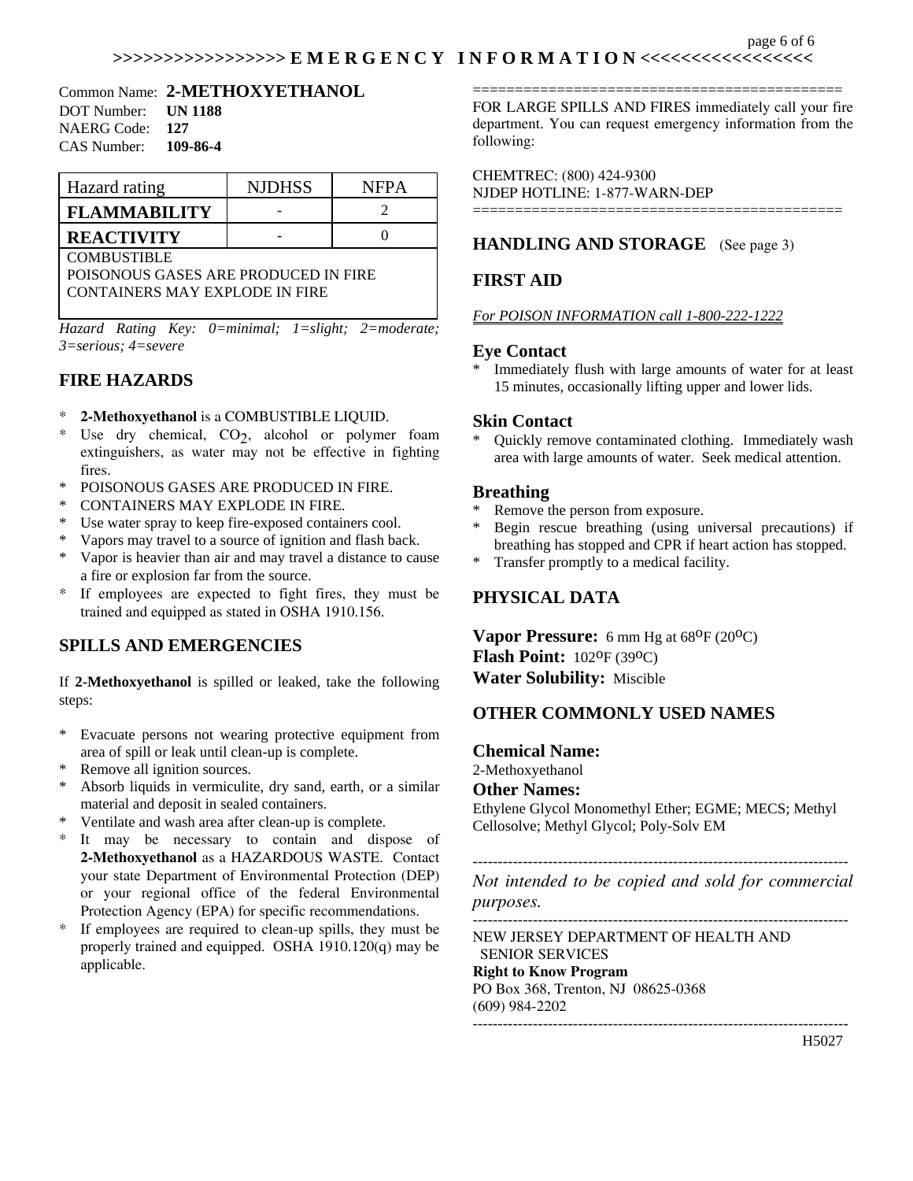# EMERGENCY INFORMATION

Common Name: **2-METHOXYETHANOL**
DOT Number: **UN 1188**
NAERG Code: **127**
CAS Number: **109-86-4**

| Hazard rating | NJDHSS | NFPA |
|---|---|---|
| **FLAMMABILITY** | - | 2 |
| **REACTIVITY** | - | 0 |
| COMBUSTIBLE<br>POISONOUS GASES ARE PRODUCED IN FIRE<br>CONTAINERS MAY EXPLODE IN FIRE | | |

*Hazard Rating Key: 0=minimal; 1=slight; 2=moderate; 3=serious; 4=severe*

## FIRE HAZARDS

* **2-Methoxyethanol** is a COMBUSTIBLE LIQUID.
* Use dry chemical, $CO_2$, alcohol or polymer foam extinguishers, as water may not be effective in fighting fires.
* POISONOUS GASES ARE PRODUCED IN FIRE.
* CONTAINERS MAY EXPLODE IN FIRE.
* Use water spray to keep fire-exposed containers cool.
* Vapors may travel to a source of ignition and flash back.
* Vapor is heavier than air and may travel a distance to cause a fire or explosion far from the source.
* If employees are expected to fight fires, they must be trained and equipped as stated in OSHA 1910.156.

## SPILLS AND EMERGENCIES

If **2-Methoxyethanol** is spilled or leaked, take the following steps:

* Evacuate persons not wearing protective equipment from area of spill or leak until clean-up is complete.
* Remove all ignition sources.
* Absorb liquids in vermiculite, dry sand, earth, or a similar material and deposit in sealed containers.
* Ventilate and wash area after clean-up is complete.
* It may be necessary to contain and dispose of **2-Methoxyethanol** as a HAZARDOUS WASTE. Contact your state Department of Environmental Protection (DEP) or your regional office of the federal Environmental Protection Agency (EPA) for specific recommendations.
* If employees are required to clean-up spills, they must be properly trained and equipped. OSHA 1910.120(q) may be applicable.

===========================================

FOR LARGE SPILLS AND FIRES immediately call your fire department. You can request emergency information from the following:

CHEMTREC: (800) 424-9300
NJDEP HOTLINE: 1-877-WARN-DEP

===========================================

## HANDLING AND STORAGE (See page 3)

## FIRST AID

For POISON INFORMATION call 1-800-222-1222

### Eye Contact

* Immediately flush with large amounts of water for at least 15 minutes, occasionally lifting upper and lower lids.

### Skin Contact

* Quickly remove contaminated clothing. Immediately wash area with large amounts of water. Seek medical attention.

### Breathing

* Remove the person from exposure.
* Begin rescue breathing (using universal precautions) if breathing has stopped and CPR if heart action has stopped.
* Transfer promptly to a medical facility.

## PHYSICAL DATA

**Vapor Pressure:** 6 mm Hg at 68°F (20°C)
**Flash Point:** 102°F (39°C)
**Water Solubility:** Miscible

## OTHER COMMONLY USED NAMES

### Chemical Name:

2-Methoxyethanol

### Other Names:

Ethylene Glycol Monomethyl Ether; EGME; MECS; Methyl Cellosolve; Methyl Glycol; Poly-Solv EM

---

*Not intended to be copied and sold for commercial purposes.*

---

NEW JERSEY DEPARTMENT OF HEALTH AND SENIOR SERVICES
**Right to Know Program**
PO Box 368, Trenton, NJ 08625-0368
(609) 984-2202

---

H5027